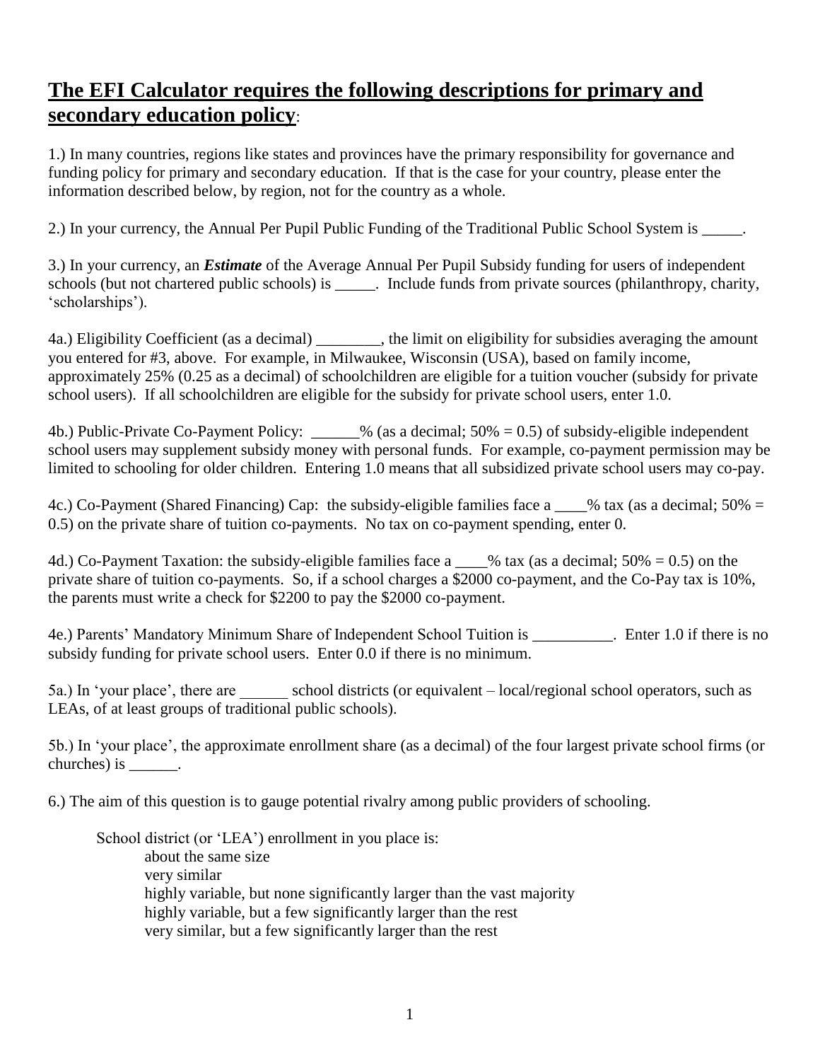## The EFI Calculator requires the following descriptions for primary and secondary education policy:

1.) In many countries, regions like states and provinces have the primary responsibility for governance and funding policy for primary and secondary education. If that is the case for your country, please enter the information described below, by region, not for the country as a whole.

2.) In your currency, the Annual Per Pupil Public Funding of the Traditional Public School System is _____.

3.) In your currency, an ***Estimate*** of the Average Annual Per Pupil Subsidy funding for users of independent schools (but not chartered public schools) is _____. Include funds from private sources (philanthropy, charity, 'scholarships').

4a.) Eligibility Coefficient (as a decimal) ________, the limit on eligibility for subsidies averaging the amount you entered for #3, above. For example, in Milwaukee, Wisconsin (USA), based on family income, approximately 25% (0.25 as a decimal) of schoolchildren are eligible for a tuition voucher (subsidy for private school users). If all schoolchildren are eligible for the subsidy for private school users, enter 1.0.

4b.) Public-Private Co-Payment Policy: ______% (as a decimal; 50% = 0.5) of subsidy-eligible independent school users may supplement subsidy money with personal funds. For example, co-payment permission may be limited to schooling for older children. Entering 1.0 means that all subsidized private school users may co-pay.

4c.) Co-Payment (Shared Financing) Cap: the subsidy-eligible families face a ____% tax (as a decimal; 50% = 0.5) on the private share of tuition co-payments. No tax on co-payment spending, enter 0.

4d.) Co-Payment Taxation: the subsidy-eligible families face a ____% tax (as a decimal; 50% = 0.5) on the private share of tuition co-payments. So, if a school charges a $2000 co-payment, and the Co-Pay tax is 10%, the parents must write a check for $2200 to pay the $2000 co-payment.

4e.) Parents' Mandatory Minimum Share of Independent School Tuition is __________. Enter 1.0 if there is no subsidy funding for private school users. Enter 0.0 if there is no minimum.

5a.) In 'your place', there are ______ school districts (or equivalent – local/regional school operators, such as LEAs, of at least groups of traditional public schools).

5b.) In 'your place', the approximate enrollment share (as a decimal) of the four largest private school firms (or churches) is ______.

6.) The aim of this question is to gauge potential rivalry among public providers of schooling.

School district (or 'LEA') enrollment in you place is:

- about the same size
- very similar
- highly variable, but none significantly larger than the vast majority
- highly variable, but a few significantly larger than the rest
- very similar, but a few significantly larger than the rest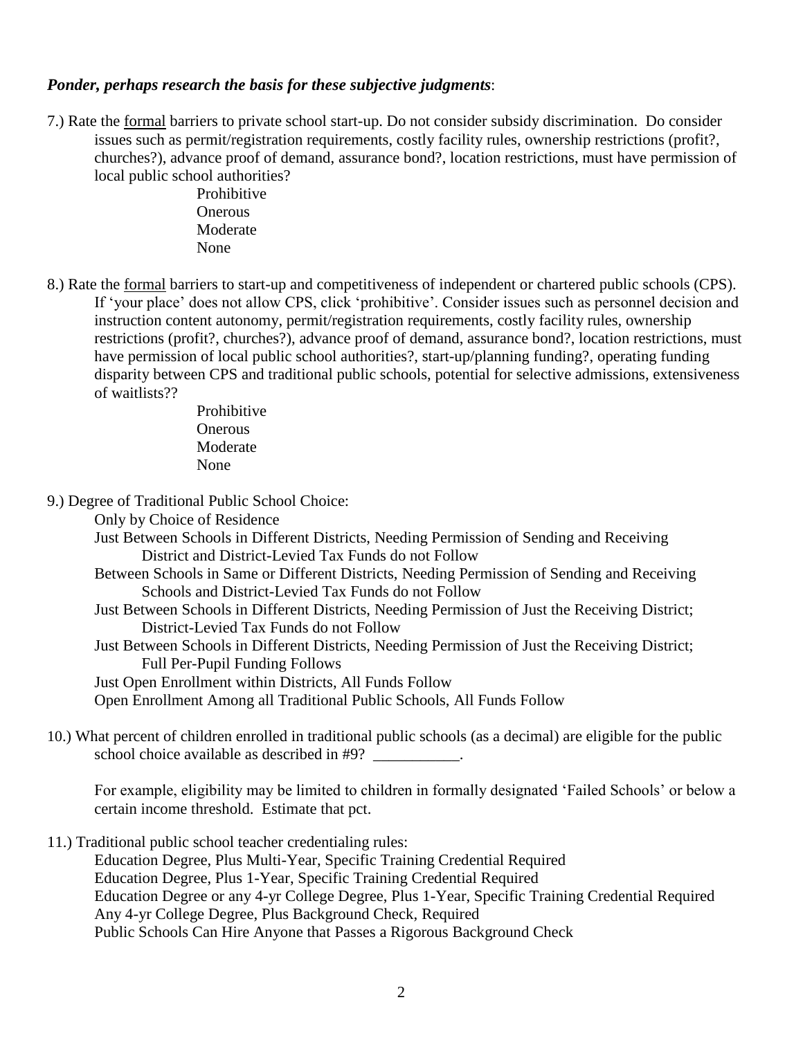***Ponder, perhaps research the basis for these subjective judgments*:**

7.) Rate the <u>formal</u> barriers to private school start-up. Do not consider subsidy discrimination. Do consider issues such as permit/registration requirements, costly facility rules, ownership restrictions (profit?, churches?), advance proof of demand, assurance bond?, location restrictions, must have permission of local public school authorities?

- Prohibitive
- Onerous
- Moderate
- None

8.) Rate the <u>formal</u> barriers to start-up and competitiveness of independent or chartered public schools (CPS). If 'your place' does not allow CPS, click 'prohibitive'. Consider issues such as personnel decision and instruction content autonomy, permit/registration requirements, costly facility rules, ownership restrictions (profit?, churches?), advance proof of demand, assurance bond?, location restrictions, must have permission of local public school authorities?, start-up/planning funding?, operating funding disparity between CPS and traditional public schools, potential for selective admissions, extensiveness of waitlists??

- Prohibitive
- Onerous
- Moderate
- None

9.) Degree of Traditional Public School Choice:

- Only by Choice of Residence
- Just Between Schools in Different Districts, Needing Permission of Sending and Receiving District and District-Levied Tax Funds do not Follow
- Between Schools in Same or Different Districts, Needing Permission of Sending and Receiving Schools and District-Levied Tax Funds do not Follow
- Just Between Schools in Different Districts, Needing Permission of Just the Receiving District; District-Levied Tax Funds do not Follow
- Just Between Schools in Different Districts, Needing Permission of Just the Receiving District; Full Per-Pupil Funding Follows
- Just Open Enrollment within Districts, All Funds Follow
- Open Enrollment Among all Traditional Public Schools, All Funds Follow

10.) What percent of children enrolled in traditional public schools (as a decimal) are eligible for the public school choice available as described in #9? ___________.

For example, eligibility may be limited to children in formally designated 'Failed Schools' or below a certain income threshold. Estimate that pct.

11.) Traditional public school teacher credentialing rules:

- Education Degree, Plus Multi-Year, Specific Training Credential Required
- Education Degree, Plus 1-Year, Specific Training Credential Required
- Education Degree or any 4-yr College Degree, Plus 1-Year, Specific Training Credential Required
- Any 4-yr College Degree, Plus Background Check, Required
- Public Schools Can Hire Anyone that Passes a Rigorous Background Check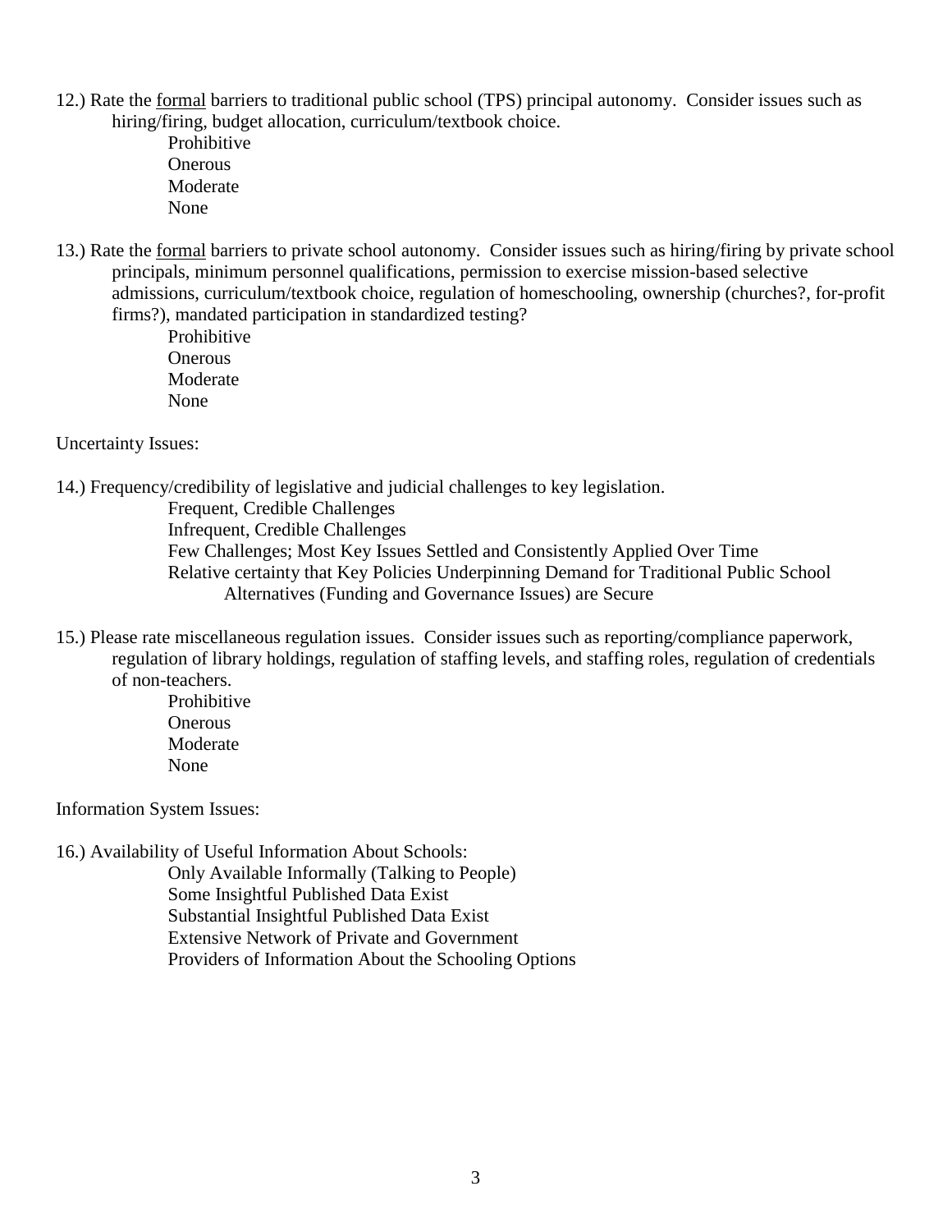12.) Rate the <u>formal</u> barriers to traditional public school (TPS) principal autonomy. Consider issues such as hiring/firing, budget allocation, curriculum/textbook choice.

- Prohibitive
- Onerous
- Moderate
- None

13.) Rate the <u>formal</u> barriers to private school autonomy. Consider issues such as hiring/firing by private school principals, minimum personnel qualifications, permission to exercise mission-based selective admissions, curriculum/textbook choice, regulation of homeschooling, ownership (churches?, for-profit firms?), mandated participation in standardized testing?

- Prohibitive
- Onerous
- Moderate
- None

Uncertainty Issues:

14.) Frequency/credibility of legislative and judicial challenges to key legislation.

- Frequent, Credible Challenges
- Infrequent, Credible Challenges
- Few Challenges; Most Key Issues Settled and Consistently Applied Over Time
- Relative certainty that Key Policies Underpinning Demand for Traditional Public School Alternatives (Funding and Governance Issues) are Secure

15.) Please rate miscellaneous regulation issues. Consider issues such as reporting/compliance paperwork, regulation of library holdings, regulation of staffing levels, and staffing roles, regulation of credentials of non-teachers.

- Prohibitive
- Onerous
- Moderate
- None

Information System Issues:

16.) Availability of Useful Information About Schools:

- Only Available Informally (Talking to People)
- Some Insightful Published Data Exist
- Substantial Insightful Published Data Exist
- Extensive Network of Private and Government Providers of Information About the Schooling Options